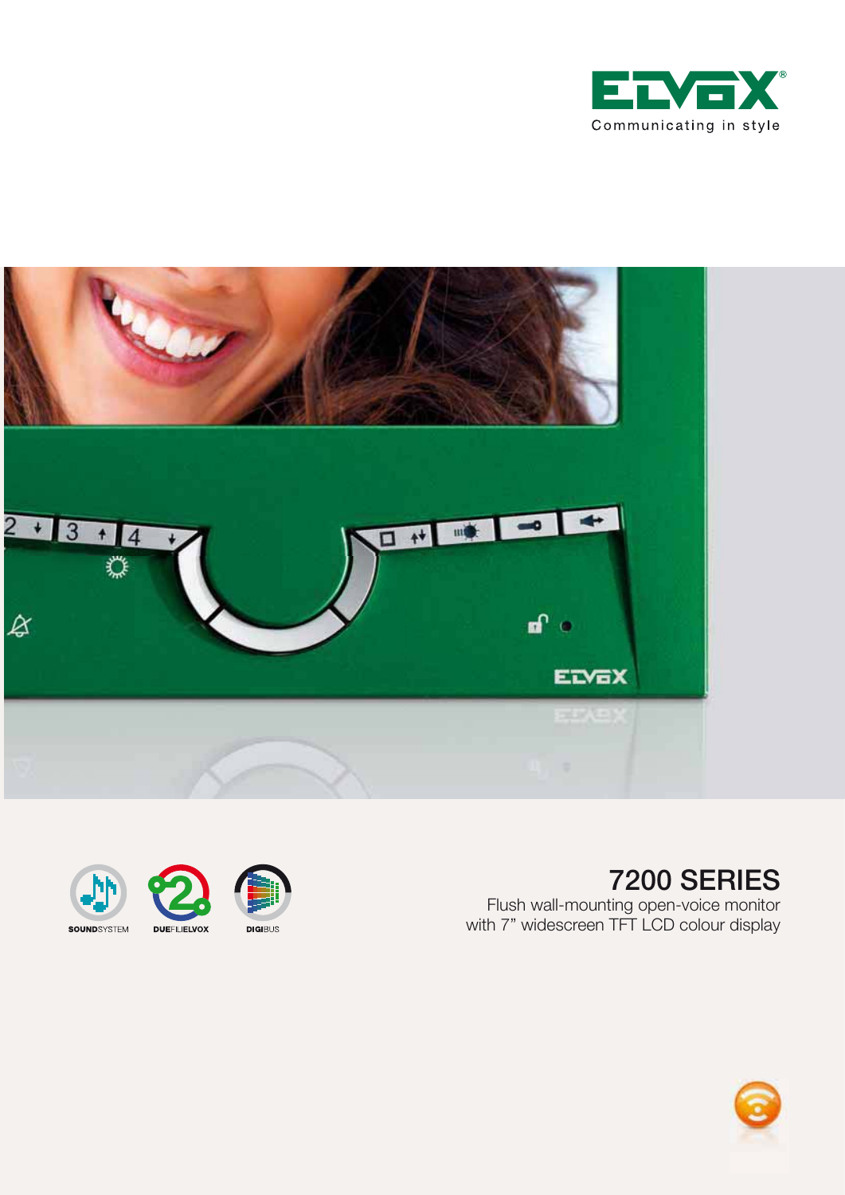ELVOX

Communicating in style

SOUNDSYSTEM DUEFILIELVOX DIGIBUS

# 7200 SERIES

Flush wall-mounting open-voice monitor
with 7" widescreen TFT LCD colour display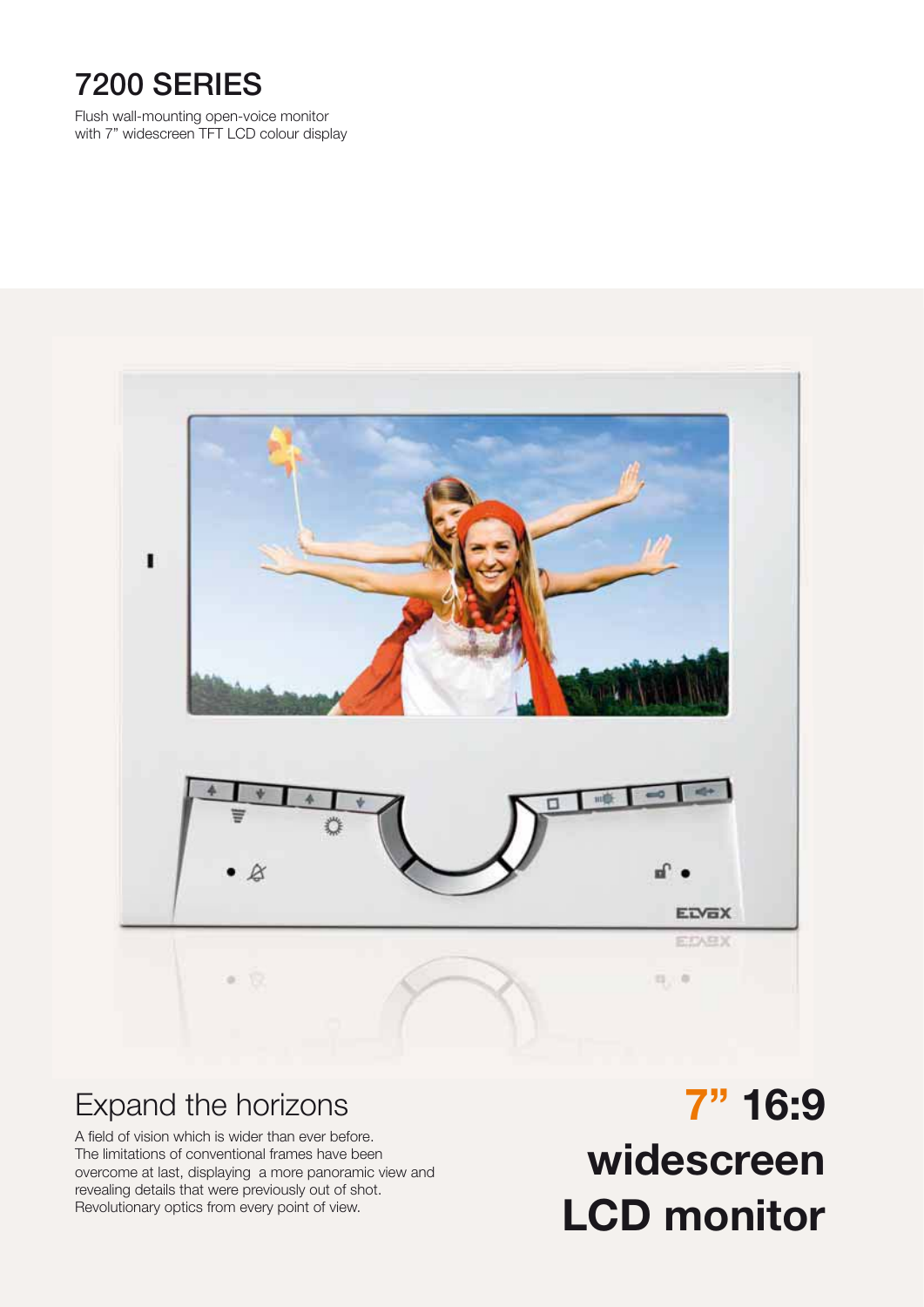# 7200 SERIES

Flush wall-mounting open-voice monitor
with 7" widescreen TFT LCD colour display

## Expand the horizons

A field of vision which is wider than ever before.
The limitations of conventional frames have been overcome at last, displaying a more panoramic view and revealing details that were previously out of shot.
Revolutionary optics from every point of view.

**7" 16:9 widescreen LCD monitor**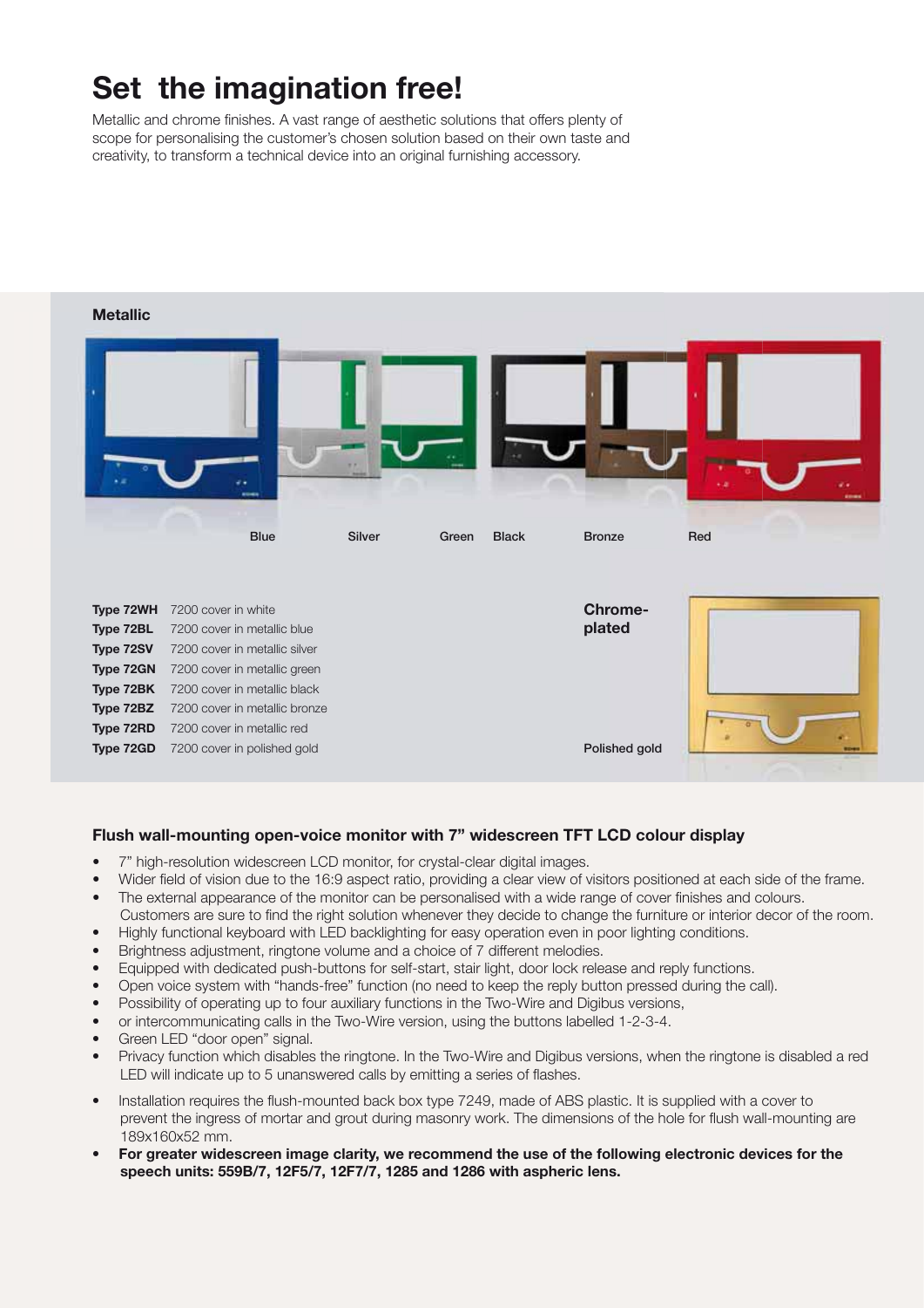# Set the imagination free!

Metallic and chrome finishes. A vast range of aesthetic solutions that offers plenty of scope for personalising the customer's chosen solution based on their own taste and creativity, to transform a technical device into an original furnishing accessory.

**Metallic**

Blue Silver Green Black Bronze Red

| | |
|---|---|
| **Type 72WH** | 7200 cover in white |
| **Type 72BL** | 7200 cover in metallic blue |
| **Type 72SV** | 7200 cover in metallic silver |
| **Type 72GN** | 7200 cover in metallic green |
| **Type 72BK** | 7200 cover in metallic black |
| **Type 72BZ** | 7200 cover in metallic bronze |
| **Type 72RD** | 7200 cover in metallic red |
| **Type 72GD** | 7200 cover in polished gold |

**Chrome-plated**

Polished gold

### Flush wall-mounting open-voice monitor with 7" widescreen TFT LCD colour display

- 7" high-resolution widescreen LCD monitor, for crystal-clear digital images.
- Wider field of vision due to the 16:9 aspect ratio, providing a clear view of visitors positioned at each side of the frame.
- The external appearance of the monitor can be personalised with a wide range of cover finishes and colours. Customers are sure to find the right solution whenever they decide to change the furniture or interior decor of the room.
- Highly functional keyboard with LED backlighting for easy operation even in poor lighting conditions.
- Brightness adjustment, ringtone volume and a choice of 7 different melodies.
- Equipped with dedicated push-buttons for self-start, stair light, door lock release and reply functions.
- Open voice system with "hands-free" function (no need to keep the reply button pressed during the call).
- Possibility of operating up to four auxiliary functions in the Two-Wire and Digibus versions,
- or intercommunicating calls in the Two-Wire version, using the buttons labelled 1-2-3-4.
- Green LED "door open" signal.
- Privacy function which disables the ringtone. In the Two-Wire and Digibus versions, when the ringtone is disabled a red LED will indicate up to 5 unanswered calls by emitting a series of flashes.
- Installation requires the flush-mounted back box type 7249, made of ABS plastic. It is supplied with a cover to prevent the ingress of mortar and grout during masonry work. The dimensions of the hole for flush wall-mounting are 189x160x52 mm.
- **For greater widescreen image clarity, we recommend the use of the following electronic devices for the speech units: 559B/7, 12F5/7, 12F7/7, 1285 and 1286 with aspheric lens.**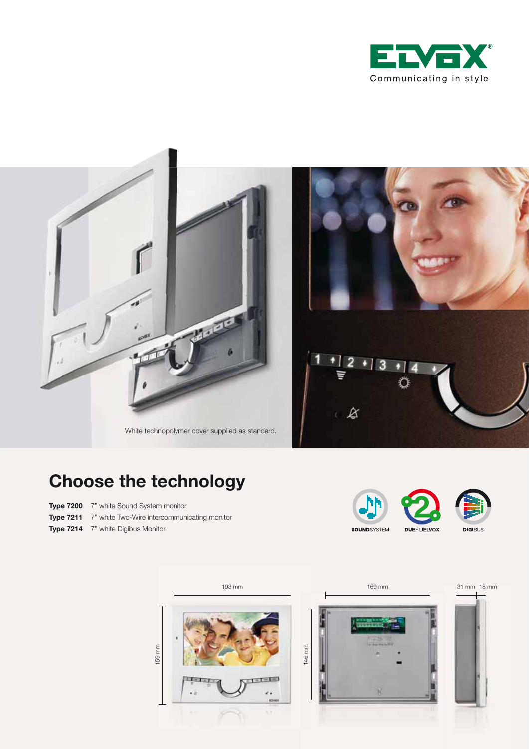White technopolymer cover supplied as standard.

## Choose the technology

**Type 7200** 7" white Sound System monitor
**Type 7211** 7" white Two-Wire intercommunicating monitor
**Type 7214** 7" white Digibus Monitor

SOUNDSYSTEM DUEFILIELVOX DIGIBUS

193 mm
159 mm
169 mm
146 mm
31 mm 18 mm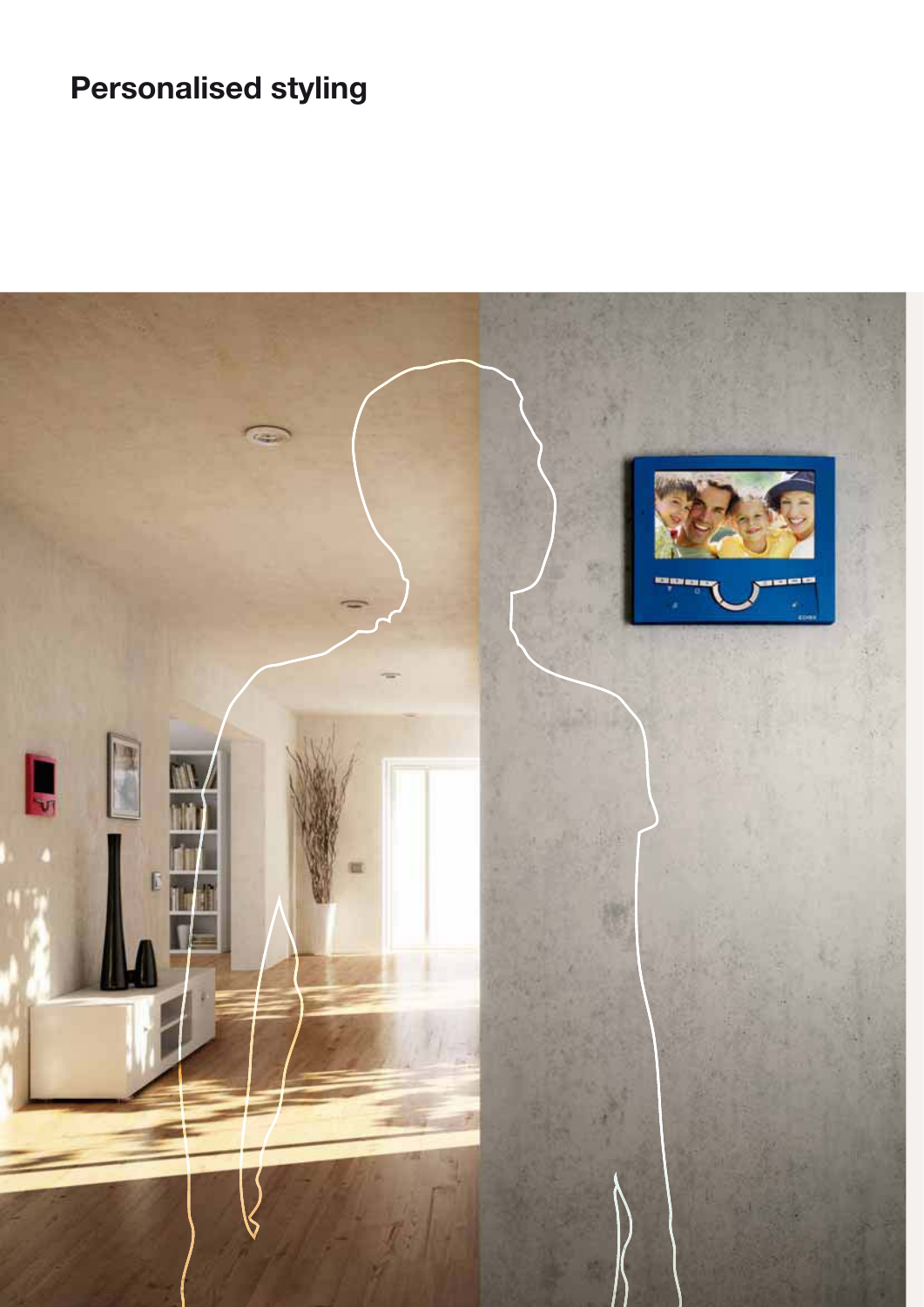# Personalised styling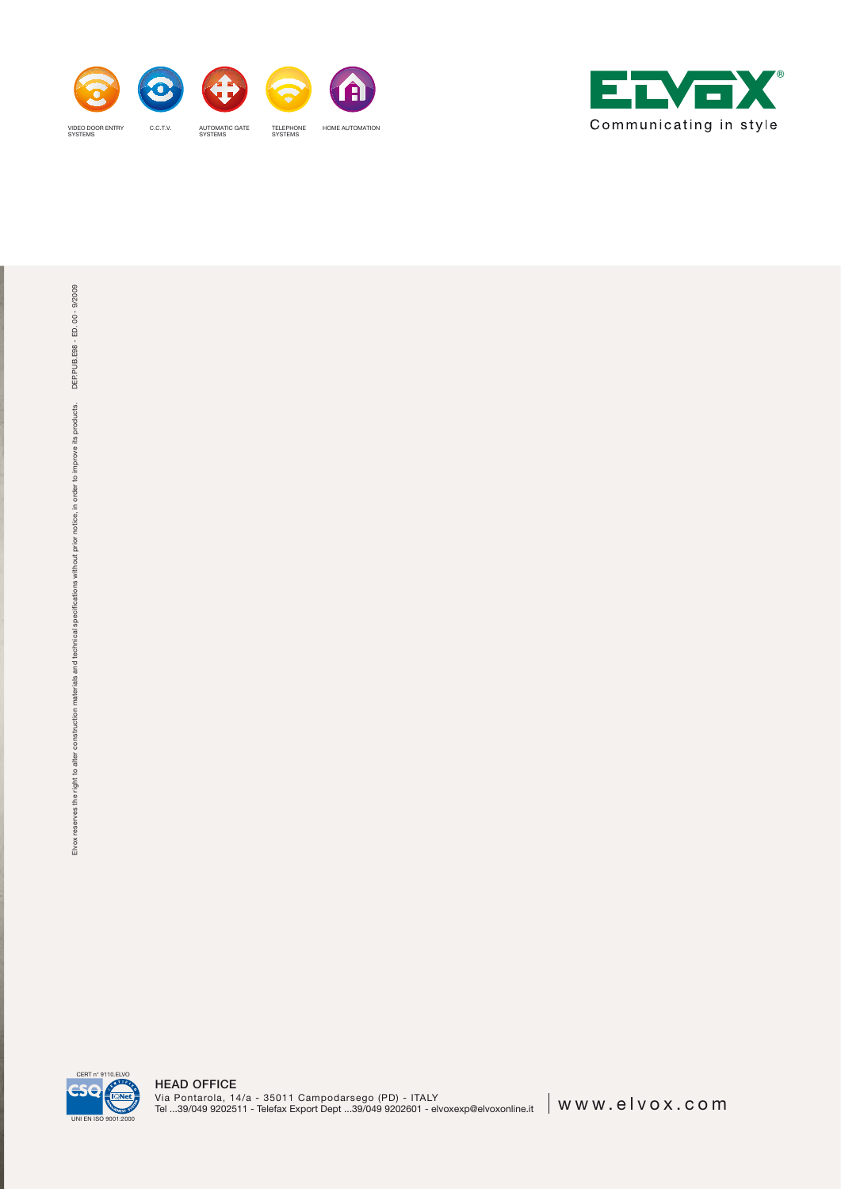VIDEO DOOR ENTRY SYSTEMS

C.C.T.V.

AUTOMATIC GATE SYSTEMS

TELEPHONE SYSTEMS

HOME AUTOMATION

ELVOX®

Communicating in style

Elvox reserves the right to alter construction materials and technical specifications without prior notice, in order to improve its products. DEP.PUB.E98 - ED. 00 - 9/2009

CERT n° 9110.ELVO

UNI EN ISO 9001:2000

**HEAD OFFICE**

Via Pontarola, 14/a - 35011 Campodarsego (PD) - ITALY

Tel ...39/049 9202511 - Telefax Export Dept ...39/049 9202601 - elvoxexp@elvoxonline.it

www.elvox.com